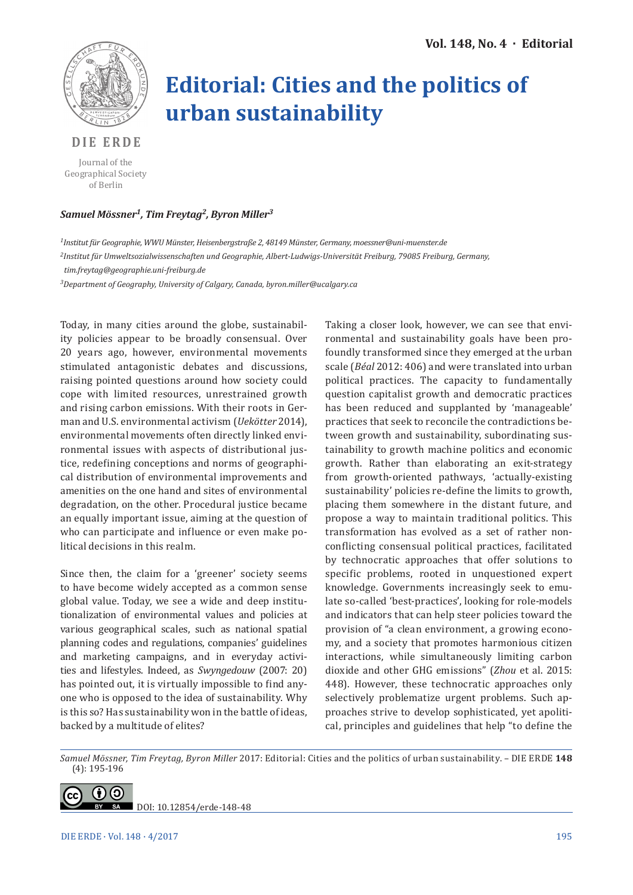# Editorial: Cities and the politics of urban sustainability

***Samuel Mössner[1], Tim Freytag[2], Byron Miller[3]***

[1] *Institut für Geographie, WWU Münster, Heisenbergstraße 2, 48149 Münster, Germany, moessner@uni-muenster.de*

[2] *Institut für Umweltsozialwissenschaften und Geographie, Albert-Ludwigs-Universität Freiburg, 79085 Freiburg, Germany, tim.freytag@geographie.uni-freiburg.de*

[3] *Department of Geography, University of Calgary, Canada, byron.miller@ucalgary.ca*

Today, in many cities around the globe, sustainability policies appear to be broadly consensual. Over 20 years ago, however, environmental movements stimulated antagonistic debates and discussions, raising pointed questions around how society could cope with limited resources, unrestrained growth and rising carbon emissions. With their roots in German and U.S. environmental activism (*Uekötter* 2014), environmental movements often directly linked environmental issues with aspects of distributional justice, redefining conceptions and norms of geographical distribution of environmental improvements and amenities on the one hand and sites of environmental degradation, on the other. Procedural justice became an equally important issue, aiming at the question of who can participate and influence or even make political decisions in this realm.

Since then, the claim for a 'greener' society seems to have become widely accepted as a common sense global value. Today, we see a wide and deep institutionalization of environmental values and policies at various geographical scales, such as national spatial planning codes and regulations, companies' guidelines and marketing campaigns, and in everyday activities and lifestyles. Indeed, as *Swyngedouw* (2007: 20) has pointed out, it is virtually impossible to find anyone who is opposed to the idea of sustainability. Why is this so? Has sustainability won in the battle of ideas, backed by a multitude of elites?

Taking a closer look, however, we can see that environmental and sustainability goals have been profoundly transformed since they emerged at the urban scale (*Béal* 2012: 406) and were translated into urban political practices. The capacity to fundamentally question capitalist growth and democratic practices has been reduced and supplanted by 'manageable' practices that seek to reconcile the contradictions between growth and sustainability, subordinating sustainability to growth machine politics and economic growth. Rather than elaborating an exit-strategy from growth-oriented pathways, 'actually-existing sustainability' policies re-define the limits to growth, placing them somewhere in the distant future, and propose a way to maintain traditional politics. This transformation has evolved as a set of rather non-conflicting consensual political practices, facilitated by technocratic approaches that offer solutions to specific problems, rooted in unquestioned expert knowledge. Governments increasingly seek to emulate so-called 'best-practices', looking for role-models and indicators that can help steer policies toward the provision of "a clean environment, a growing economy, and a society that promotes harmonious citizen interactions, while simultaneously limiting carbon dioxide and other GHG emissions" (*Zhou* et al. 2015: 448). However, these technocratic approaches only selectively problematize urgent problems. Such approaches strive to develop sophisticated, yet apolitical, principles and guidelines that help "to define the

*Samuel Mössner, Tim Freytag, Byron Miller* 2017: Editorial: Cities and the politics of urban sustainability. – DIE ERDE **148** (4): 195-196

DOI: 10.12854/erde-148-48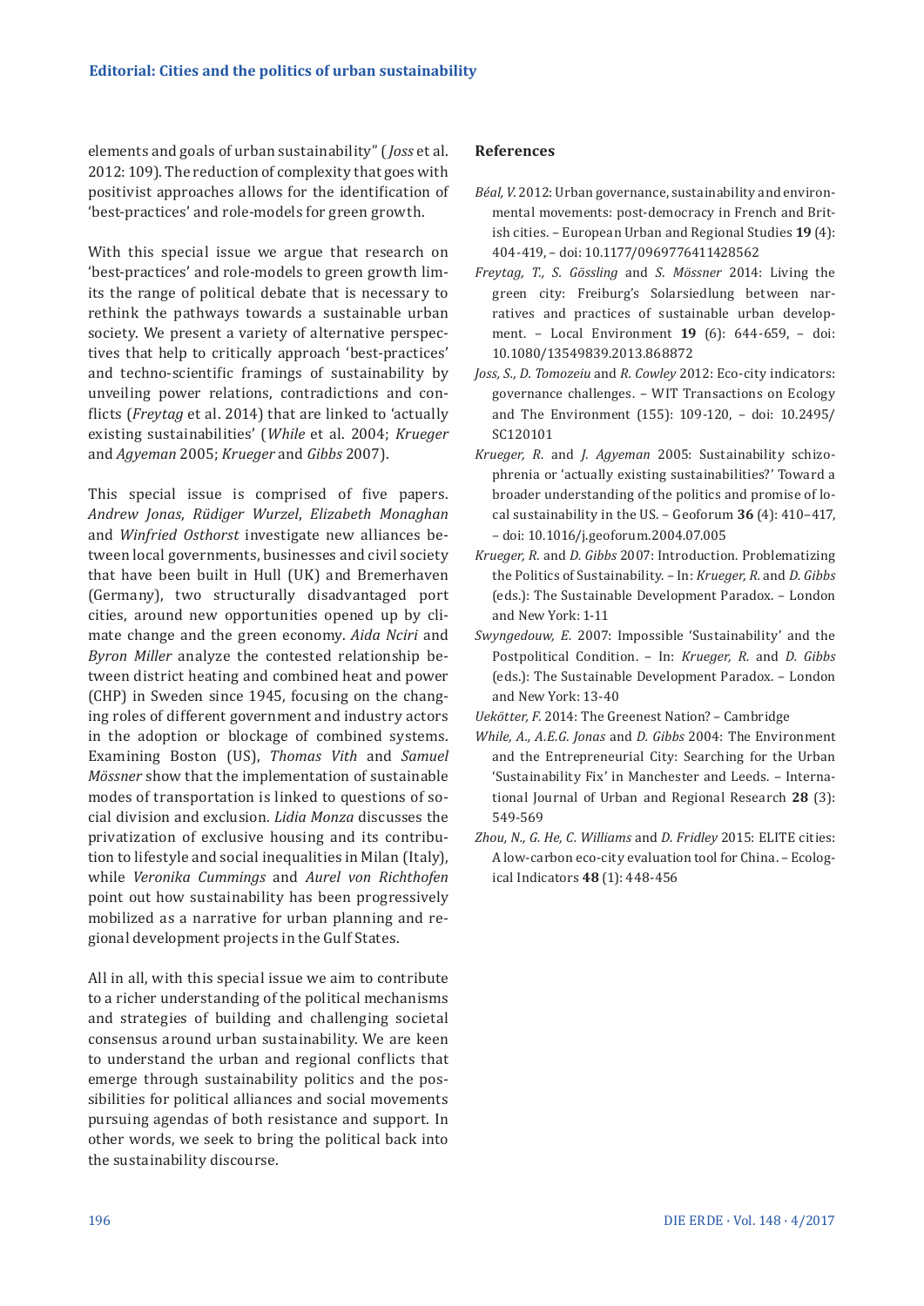elements and goals of urban sustainability" (*Joss* et al. 2012: 109). The reduction of complexity that goes with positivist approaches allows for the identification of 'best-practices' and role-models for green growth.

With this special issue we argue that research on 'best-practices' and role-models to green growth limits the range of political debate that is necessary to rethink the pathways towards a sustainable urban society. We present a variety of alternative perspectives that help to critically approach 'best-practices' and techno-scientific framings of sustainability by unveiling power relations, contradictions and conflicts (*Freytag* et al. 2014) that are linked to 'actually existing sustainabilities' (*While* et al. 2004; *Krueger* and *Agyeman* 2005; *Krueger* and *Gibbs* 2007).

This special issue is comprised of five papers. *Andrew Jonas*, *Rüdiger Wurzel*, *Elizabeth Monaghan* and *Winfried Osthorst* investigate new alliances between local governments, businesses and civil society that have been built in Hull (UK) and Bremerhaven (Germany), two structurally disadvantaged port cities, around new opportunities opened up by climate change and the green economy. *Aida Nciri* and *Byron Miller* analyze the contested relationship between district heating and combined heat and power (CHP) in Sweden since 1945, focusing on the changing roles of different government and industry actors in the adoption or blockage of combined systems. Examining Boston (US), *Thomas Vith* and *Samuel Mössner* show that the implementation of sustainable modes of transportation is linked to questions of social division and exclusion. *Lidia Monza* discusses the privatization of exclusive housing and its contribution to lifestyle and social inequalities in Milan (Italy), while *Veronika Cummings* and *Aurel von Richthofen* point out how sustainability has been progressively mobilized as a narrative for urban planning and regional development projects in the Gulf States.

All in all, with this special issue we aim to contribute to a richer understanding of the political mechanisms and strategies of building and challenging societal consensus around urban sustainability. We are keen to understand the urban and regional conflicts that emerge through sustainability politics and the possibilities for political alliances and social movements pursuing agendas of both resistance and support. In other words, we seek to bring the political back into the sustainability discourse.

## References

*Béal, V.* 2012: Urban governance, sustainability and environmental movements: post-democracy in French and British cities. – European Urban and Regional Studies **19** (4): 404-419, – doi: 10.1177/0969776411428562

*Freytag, T., S. Gössling* and *S. Mössner* 2014: Living the green city: Freiburg's Solarsiedlung between narratives and practices of sustainable urban development. – Local Environment **19** (6): 644-659, – doi: 10.1080/13549839.2013.868872

*Joss, S., D. Tomozeiu* and *R. Cowley* 2012: Eco-city indicators: governance challenges. – WIT Transactions on Ecology and The Environment (155): 109-120, – doi: 10.2495/SC120101

*Krueger, R.* and *J. Agyeman* 2005: Sustainability schizophrenia or 'actually existing sustainabilities?' Toward a broader understanding of the politics and promise of local sustainability in the US. – Geoforum **36** (4): 410–417, – doi: 10.1016/j.geoforum.2004.07.005

*Krueger, R.* and *D. Gibbs* 2007: Introduction. Problematizing the Politics of Sustainability. – In: *Krueger, R.* and *D. Gibbs* (eds.): The Sustainable Development Paradox. – London and New York: 1-11

*Swyngedouw, E.* 2007: Impossible 'Sustainability' and the Postpolitical Condition. – In: *Krueger, R.* and *D. Gibbs* (eds.): The Sustainable Development Paradox. – London and New York: 13-40

*Uekötter, F.* 2014: The Greenest Nation? – Cambridge

*While, A., A.E.G. Jonas* and *D. Gibbs* 2004: The Environment and the Entrepreneurial City: Searching for the Urban 'Sustainability Fix' in Manchester and Leeds. – International Journal of Urban and Regional Research **28** (3): 549-569

*Zhou, N., G. He, C. Williams* and *D. Fridley* 2015: ELITE cities: A low-carbon eco-city evaluation tool for China. – Ecological Indicators **48** (1): 448-456